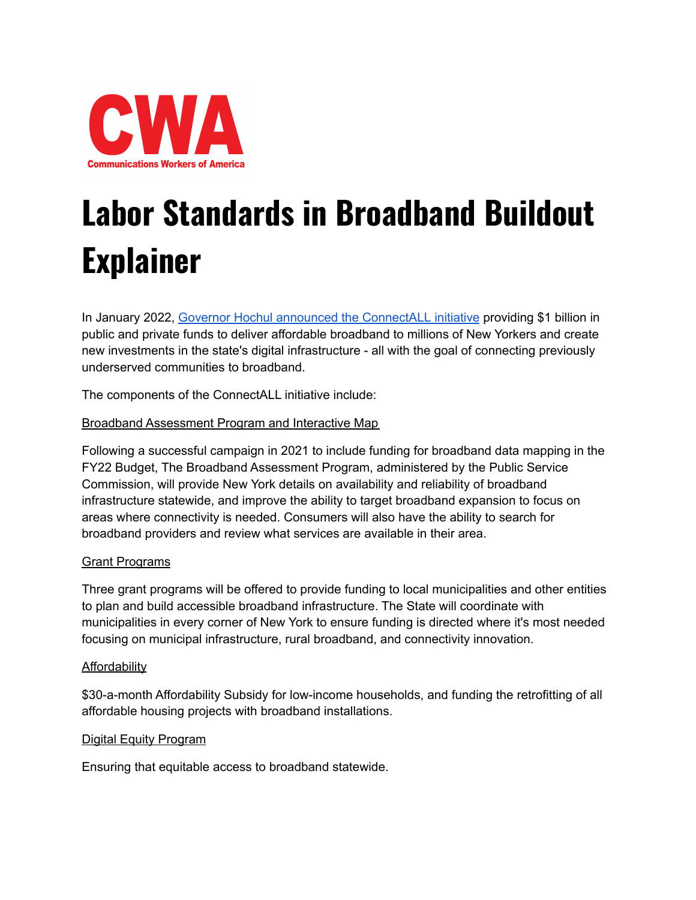CWA

Communications Workers of America

# Labor Standards in Broadband Buildout Explainer

In January 2022, [Governor Hochul announced the ConnectALL initiative]() providing $1 billion in public and private funds to deliver affordable broadband to millions of New Yorkers and create new investments in the state's digital infrastructure - all with the goal of connecting previously underserved communities to broadband.

The components of the ConnectALL initiative include:

<u>Broadband Assessment Program and Interactive Map</u>

Following a successful campaign in 2021 to include funding for broadband data mapping in the FY22 Budget, The Broadband Assessment Program, administered by the Public Service Commission, will provide New York details on availability and reliability of broadband infrastructure statewide, and improve the ability to target broadband expansion to focus on areas where connectivity is needed. Consumers will also have the ability to search for broadband providers and review what services are available in their area.

<u>Grant Programs</u>

Three grant programs will be offered to provide funding to local municipalities and other entities to plan and build accessible broadband infrastructure. The State will coordinate with municipalities in every corner of New York to ensure funding is directed where it's most needed focusing on municipal infrastructure, rural broadband, and connectivity innovation.

<u>Affordability</u>

$30-a-month Affordability Subsidy for low-income households, and funding the retrofitting of all affordable housing projects with broadband installations.

<u>Digital Equity Program</u>

Ensuring that equitable access to broadband statewide.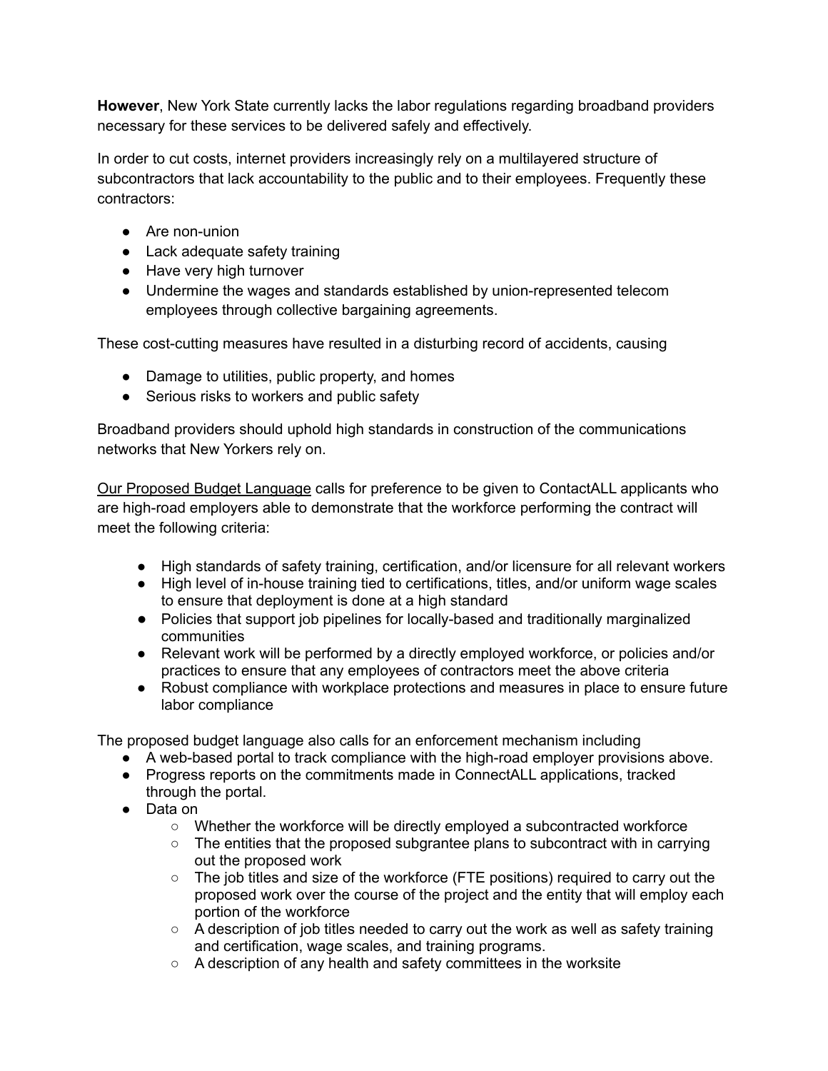**However**, New York State currently lacks the labor regulations regarding broadband providers necessary for these services to be delivered safely and effectively.

In order to cut costs, internet providers increasingly rely on a multilayered structure of subcontractors that lack accountability to the public and to their employees. Frequently these contractors:

- Are non-union
- Lack adequate safety training
- Have very high turnover
- Undermine the wages and standards established by union-represented telecom employees through collective bargaining agreements.

These cost-cutting measures have resulted in a disturbing record of accidents, causing

- Damage to utilities, public property, and homes
- Serious risks to workers and public safety

Broadband providers should uphold high standards in construction of the communications networks that New Yorkers rely on.

<u>Our Proposed Budget Language</u> calls for preference to be given to ContactALL applicants who are high-road employers able to demonstrate that the workforce performing the contract will meet the following criteria:

- High standards of safety training, certification, and/or licensure for all relevant workers
- High level of in-house training tied to certifications, titles, and/or uniform wage scales to ensure that deployment is done at a high standard
- Policies that support job pipelines for locally-based and traditionally marginalized communities
- Relevant work will be performed by a directly employed workforce, or policies and/or practices to ensure that any employees of contractors meet the above criteria
- Robust compliance with workplace protections and measures in place to ensure future labor compliance

The proposed budget language also calls for an enforcement mechanism including

- A web-based portal to track compliance with the high-road employer provisions above.
- Progress reports on the commitments made in ConnectALL applications, tracked through the portal.
- Data on
  - Whether the workforce will be directly employed a subcontracted workforce
  - The entities that the proposed subgrantee plans to subcontract with in carrying out the proposed work
  - The job titles and size of the workforce (FTE positions) required to carry out the proposed work over the course of the project and the entity that will employ each portion of the workforce
  - A description of job titles needed to carry out the work as well as safety training and certification, wage scales, and training programs.
  - A description of any health and safety committees in the worksite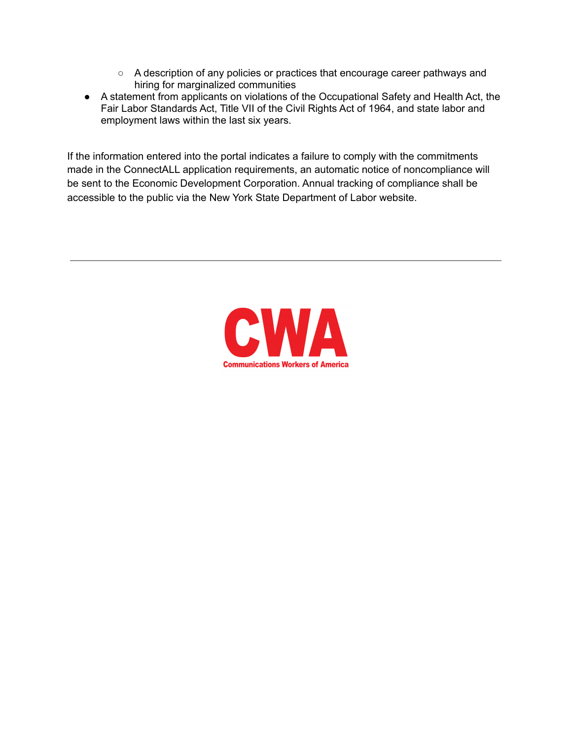- A description of any policies or practices that encourage career pathways and hiring for marginalized communities
- A statement from applicants on violations of the Occupational Safety and Health Act, the Fair Labor Standards Act, Title VII of the Civil Rights Act of 1964, and state labor and employment laws within the last six years.

If the information entered into the portal indicates a failure to comply with the commitments made in the ConnectALL application requirements, an automatic notice of noncompliance will be sent to the Economic Development Corporation. Annual tracking of compliance shall be accessible to the public via the New York State Department of Labor website.

---

CWA

Communications Workers of America